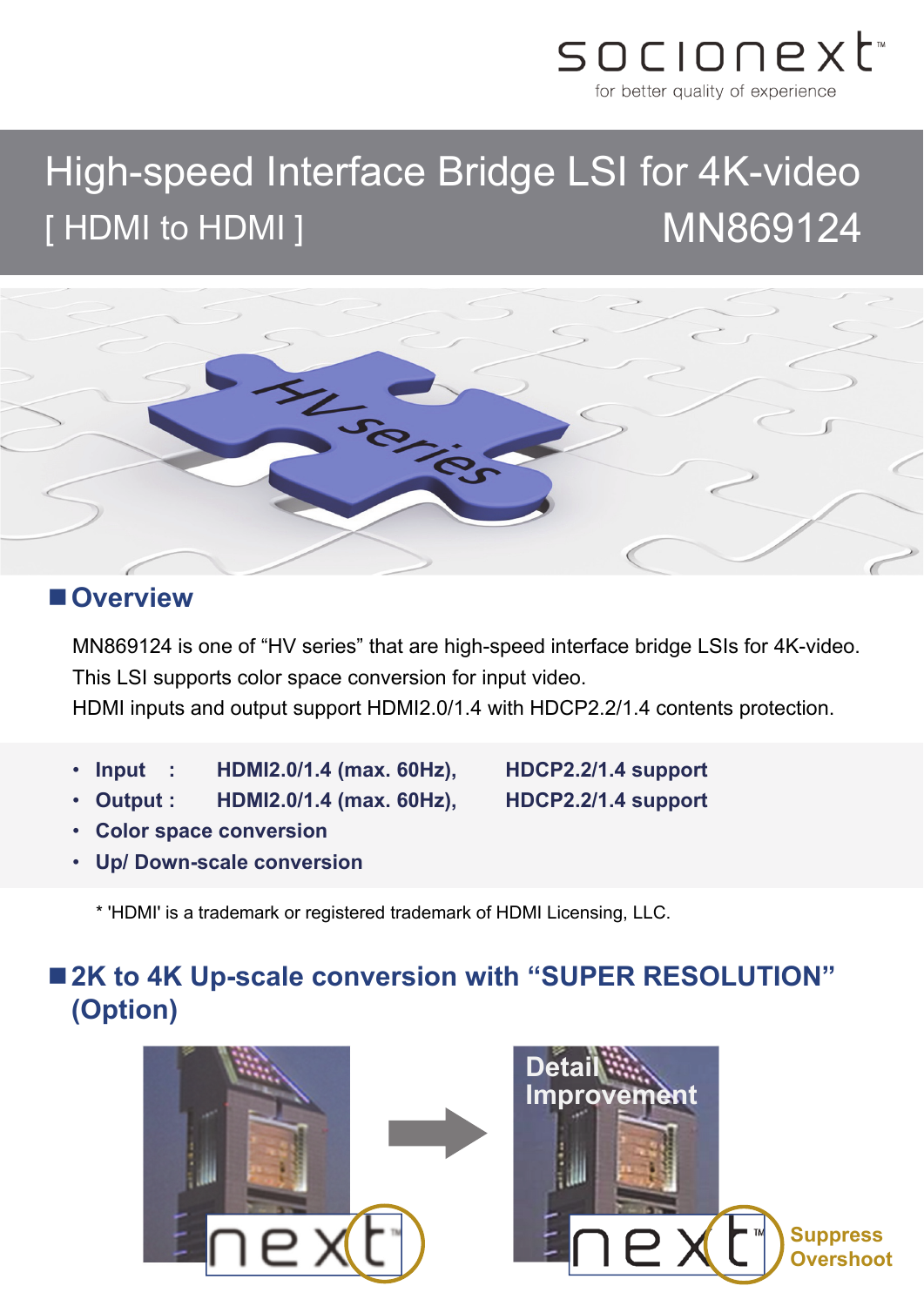socionext
for better quality of experience

# High-speed Interface Bridge LSI for 4K-video

## [ HDMI to HDMI ] MN869124

## ■ Overview

MN869124 is one of “HV series” that are high-speed interface bridge LSIs for 4K-video.
This LSI supports color space conversion for input video.
HDMI inputs and output support HDMI2.0/1.4 with HDCP2.2/1.4 contents protection.

- **Input : HDMI2.0/1.4 (max. 60Hz), HDCP2.2/1.4 support**
- **Output : HDMI2.0/1.4 (max. 60Hz), HDCP2.2/1.4 support**
- **Color space conversion**
- **Up/ Down-scale conversion**

* 'HDMI' is a trademark or registered trademark of HDMI Licensing, LLC.

## ■ 2K to 4K Up-scale conversion with “SUPER RESOLUTION” (Option)

Detail Improvement

Suppress Overshoot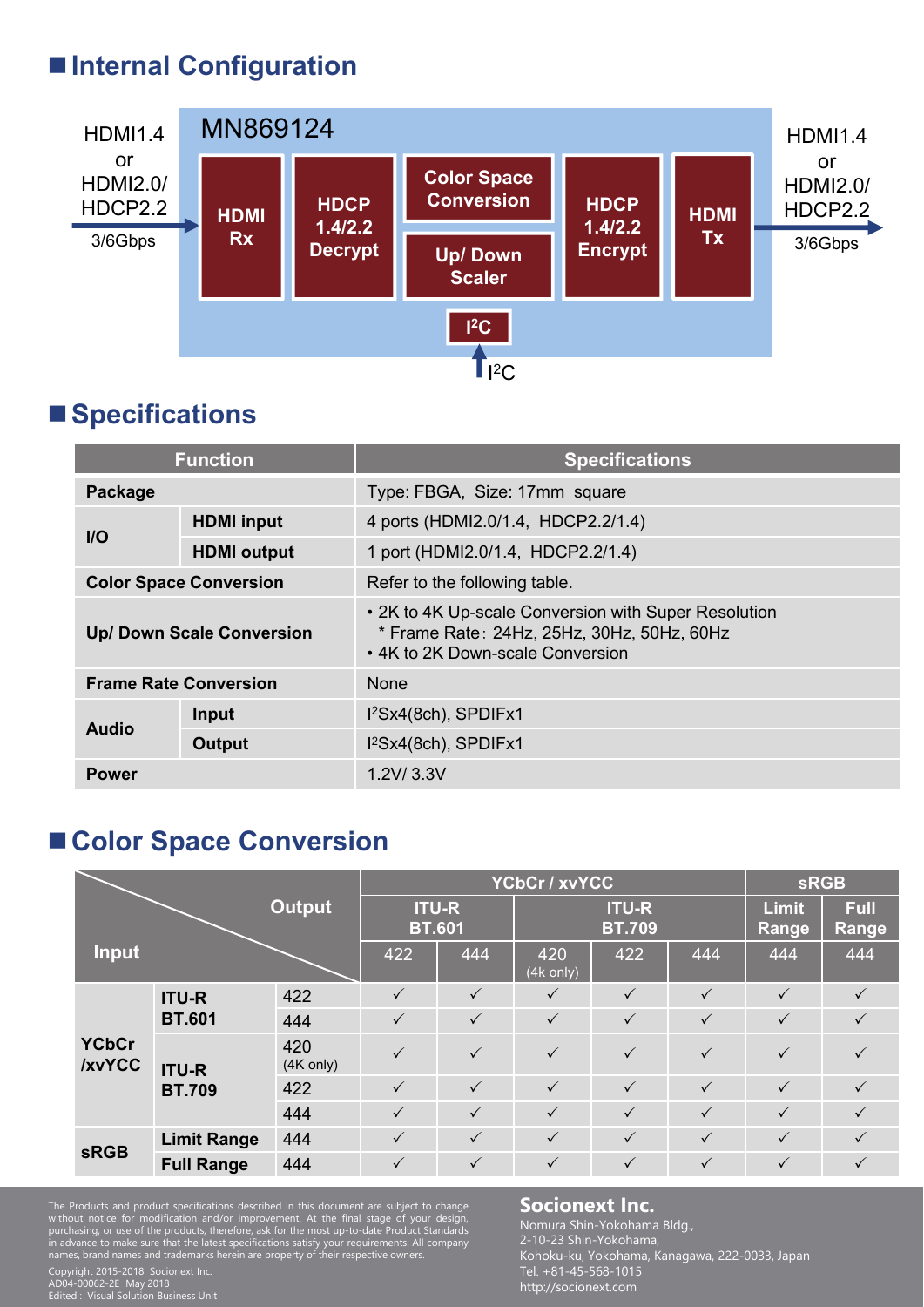## Internal Configuration

HDMI1.4 or HDMI2.0/ HDCP2.2

3/6Gbps

MN869124

HDMI Rx

HDCP 1.4/2.2 Decrypt

Color Space Conversion

Up/ Down Scaler

HDCP 1.4/2.2 Encrypt

HDMI Tx

I²C

I²C

HDMI1.4 or HDMI2.0/ HDCP2.2

3/6Gbps

## Specifications

| Function | | Specifications |
|---|---|---|
| Package | | Type: FBGA, Size: 17mm square |
| I/O | HDMI input | 4 ports (HDMI2.0/1.4, HDCP2.2/1.4) |
| | HDMI output | 1 port (HDMI2.0/1.4, HDCP2.2/1.4) |
| Color Space Conversion | | Refer to the following table. |
| Up/ Down Scale Conversion | | • 2K to 4K Up-scale Conversion with Super Resolution<br>\* Frame Rate: 24Hz, 25Hz, 30Hz, 50Hz, 60Hz<br>• 4K to 2K Down-scale Conversion |
| Frame Rate Conversion | | None |
| Audio | Input | I²Sx4(8ch), SPDIFx1 |
| | Output | I²Sx4(8ch), SPDIFx1 |
| Power | | 1.2V/ 3.3V |

## Color Space Conversion

| Input \ Output | | | YCbCr / xvYCC | | | | | sRGB | |
|---|---|---|---|---|---|---|---|---|---|
| | | | ITU-R BT.601 | | ITU-R BT.709 | | | Limit Range | Full Range |
| | | | 422 | 444 | 420 (4k only) | 422 | 444 | 444 | 444 |
| YCbCr /xvYCC | ITU-R BT.601 | 422 | ✓ | ✓ | ✓ | ✓ | ✓ | ✓ | ✓ |
| | | 444 | ✓ | ✓ | ✓ | ✓ | ✓ | ✓ | ✓ |
| | ITU-R BT.709 | 420 (4K only) | ✓ | ✓ | ✓ | ✓ | ✓ | ✓ | ✓ |
| | | 422 | ✓ | ✓ | ✓ | ✓ | ✓ | ✓ | ✓ |
| | | 444 | ✓ | ✓ | ✓ | ✓ | ✓ | ✓ | ✓ |
| sRGB | Limit Range | 444 | ✓ | ✓ | ✓ | ✓ | ✓ | ✓ | ✓ |
| | Full Range | 444 | ✓ | ✓ | ✓ | ✓ | ✓ | ✓ | ✓ |

The Products and product specifications described in this document are subject to change without notice for modification and/or improvement. At the final stage of your design, purchasing, or use of the products, therefore, ask for the most up-to-date Product Standards in advance to make sure that the latest specifications satisfy your requirements. All company names, brand names and trademarks herein are property of their respective owners.

Copyright 2015-2018 Socionext Inc.
AD04-00062-2E May 2018
Edited : Visual Solution Business Unit

**Socionext Inc.**
Nomura Shin-Yokohama Bldg.,
2-10-23 Shin-Yokohama,
Kohoku-ku, Yokohama, Kanagawa, 222-0033, Japan
Tel. +81-45-568-1015
http://socionext.com